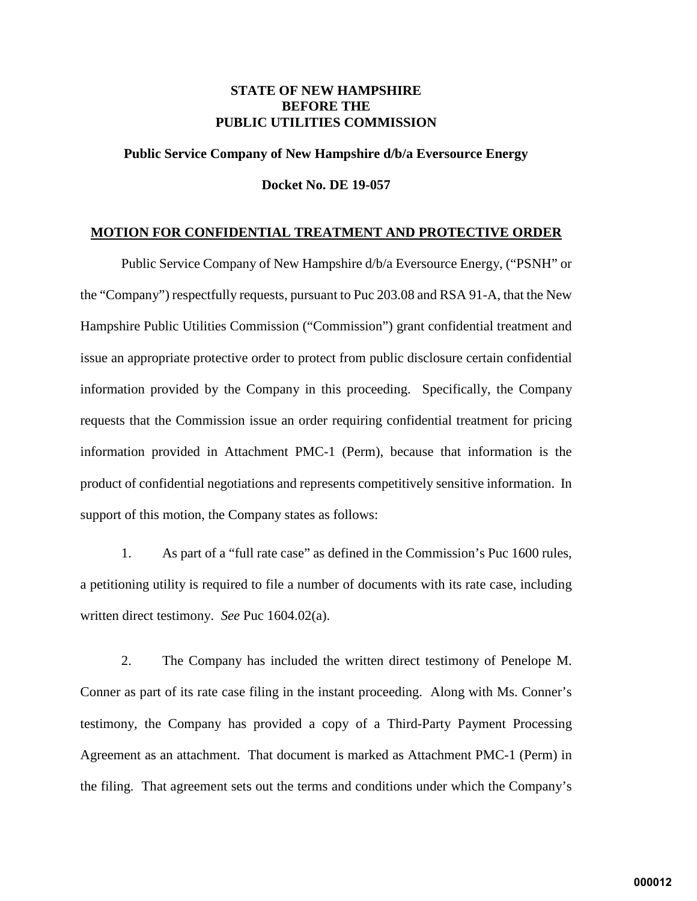**STATE OF NEW HAMPSHIRE**
**BEFORE THE**
**PUBLIC UTILITIES COMMISSION**

**Public Service Company of New Hampshire d/b/a Eversource Energy**

**Docket No. DE 19-057**

## MOTION FOR CONFIDENTIAL TREATMENT AND PROTECTIVE ORDER

Public Service Company of New Hampshire d/b/a Eversource Energy, ("PSNH" or the "Company") respectfully requests, pursuant to Puc 203.08 and RSA 91-A, that the New Hampshire Public Utilities Commission ("Commission") grant confidential treatment and issue an appropriate protective order to protect from public disclosure certain confidential information provided by the Company in this proceeding. Specifically, the Company requests that the Commission issue an order requiring confidential treatment for pricing information provided in Attachment PMC-1 (Perm), because that information is the product of confidential negotiations and represents competitively sensitive information. In support of this motion, the Company states as follows:

1. As part of a "full rate case" as defined in the Commission's Puc 1600 rules, a petitioning utility is required to file a number of documents with its rate case, including written direct testimony. *See* Puc 1604.02(a).

2. The Company has included the written direct testimony of Penelope M. Conner as part of its rate case filing in the instant proceeding. Along with Ms. Conner's testimony, the Company has provided a copy of a Third-Party Payment Processing Agreement as an attachment. That document is marked as Attachment PMC-1 (Perm) in the filing. That agreement sets out the terms and conditions under which the Company's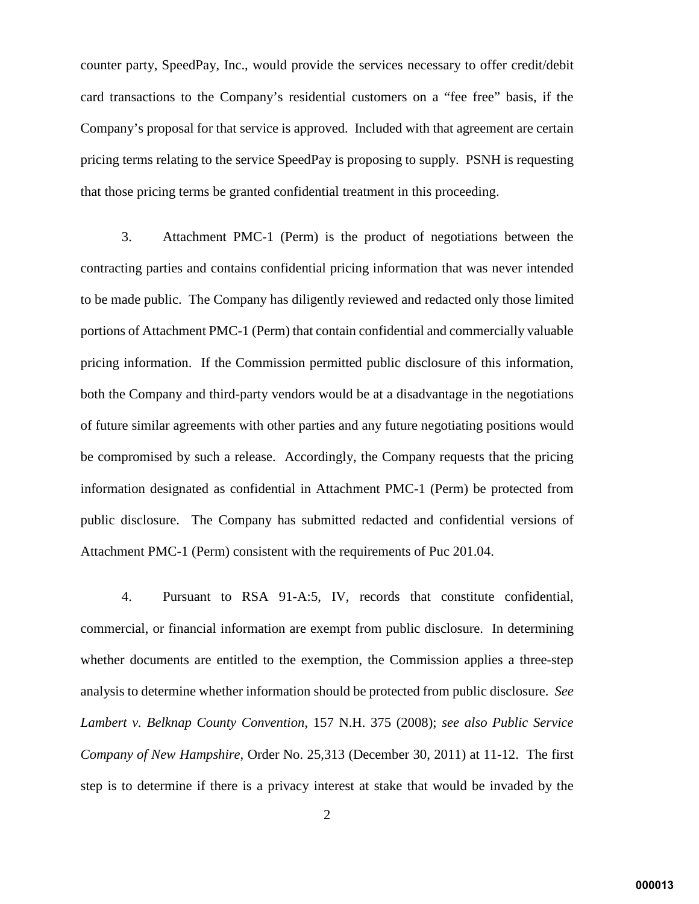counter party, SpeedPay, Inc., would provide the services necessary to offer credit/debit card transactions to the Company's residential customers on a "fee free" basis, if the Company's proposal for that service is approved. Included with that agreement are certain pricing terms relating to the service SpeedPay is proposing to supply. PSNH is requesting that those pricing terms be granted confidential treatment in this proceeding.

3. Attachment PMC-1 (Perm) is the product of negotiations between the contracting parties and contains confidential pricing information that was never intended to be made public. The Company has diligently reviewed and redacted only those limited portions of Attachment PMC-1 (Perm) that contain confidential and commercially valuable pricing information. If the Commission permitted public disclosure of this information, both the Company and third-party vendors would be at a disadvantage in the negotiations of future similar agreements with other parties and any future negotiating positions would be compromised by such a release. Accordingly, the Company requests that the pricing information designated as confidential in Attachment PMC-1 (Perm) be protected from public disclosure. The Company has submitted redacted and confidential versions of Attachment PMC-1 (Perm) consistent with the requirements of Puc 201.04.

4. Pursuant to RSA 91-A:5, IV, records that constitute confidential, commercial, or financial information are exempt from public disclosure. In determining whether documents are entitled to the exemption, the Commission applies a three-step analysis to determine whether information should be protected from public disclosure. *See Lambert v. Belknap County Convention*, 157 N.H. 375 (2008); *see also Public Service Company of New Hampshire*, Order No. 25,313 (December 30, 2011) at 11-12. The first step is to determine if there is a privacy interest at stake that would be invaded by the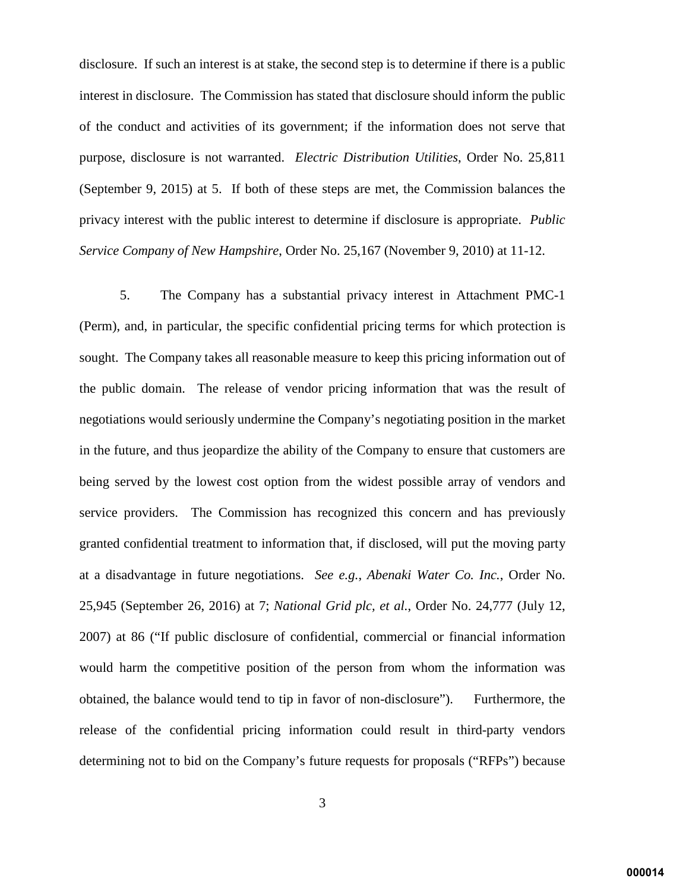disclosure. If such an interest is at stake, the second step is to determine if there is a public interest in disclosure. The Commission has stated that disclosure should inform the public of the conduct and activities of its government; if the information does not serve that purpose, disclosure is not warranted. *Electric Distribution Utilities*, Order No. 25,811 (September 9, 2015) at 5. If both of these steps are met, the Commission balances the privacy interest with the public interest to determine if disclosure is appropriate. *Public Service Company of New Hampshire*, Order No. 25,167 (November 9, 2010) at 11-12.

5. The Company has a substantial privacy interest in Attachment PMC-1 (Perm), and, in particular, the specific confidential pricing terms for which protection is sought. The Company takes all reasonable measure to keep this pricing information out of the public domain. The release of vendor pricing information that was the result of negotiations would seriously undermine the Company's negotiating position in the market in the future, and thus jeopardize the ability of the Company to ensure that customers are being served by the lowest cost option from the widest possible array of vendors and service providers. The Commission has recognized this concern and has previously granted confidential treatment to information that, if disclosed, will put the moving party at a disadvantage in future negotiations. *See e.g.*, *Abenaki Water Co. Inc.*, Order No. 25,945 (September 26, 2016) at 7; *National Grid plc, et al.*, Order No. 24,777 (July 12, 2007) at 86 ("If public disclosure of confidential, commercial or financial information would harm the competitive position of the person from whom the information was obtained, the balance would tend to tip in favor of non-disclosure"). Furthermore, the release of the confidential pricing information could result in third-party vendors determining not to bid on the Company's future requests for proposals ("RFPs") because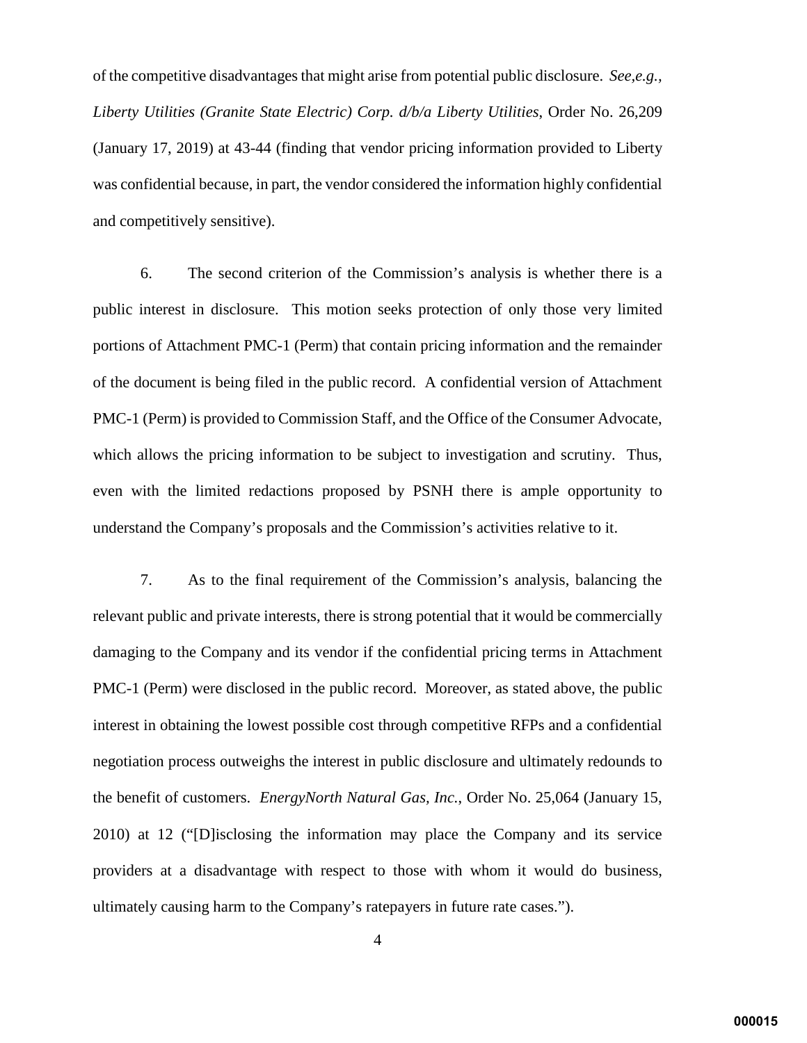of the competitive disadvantages that might arise from potential public disclosure. *See,e.g., Liberty Utilities (Granite State Electric) Corp. d/b/a Liberty Utilities*, Order No. 26,209 (January 17, 2019) at 43-44 (finding that vendor pricing information provided to Liberty was confidential because, in part, the vendor considered the information highly confidential and competitively sensitive).

6. The second criterion of the Commission's analysis is whether there is a public interest in disclosure. This motion seeks protection of only those very limited portions of Attachment PMC-1 (Perm) that contain pricing information and the remainder of the document is being filed in the public record. A confidential version of Attachment PMC-1 (Perm) is provided to Commission Staff, and the Office of the Consumer Advocate, which allows the pricing information to be subject to investigation and scrutiny. Thus, even with the limited redactions proposed by PSNH there is ample opportunity to understand the Company's proposals and the Commission's activities relative to it.

7. As to the final requirement of the Commission's analysis, balancing the relevant public and private interests, there is strong potential that it would be commercially damaging to the Company and its vendor if the confidential pricing terms in Attachment PMC-1 (Perm) were disclosed in the public record. Moreover, as stated above, the public interest in obtaining the lowest possible cost through competitive RFPs and a confidential negotiation process outweighs the interest in public disclosure and ultimately redounds to the benefit of customers. *EnergyNorth Natural Gas, Inc.*, Order No. 25,064 (January 15, 2010) at 12 ("[D]isclosing the information may place the Company and its service providers at a disadvantage with respect to those with whom it would do business, ultimately causing harm to the Company's ratepayers in future rate cases.").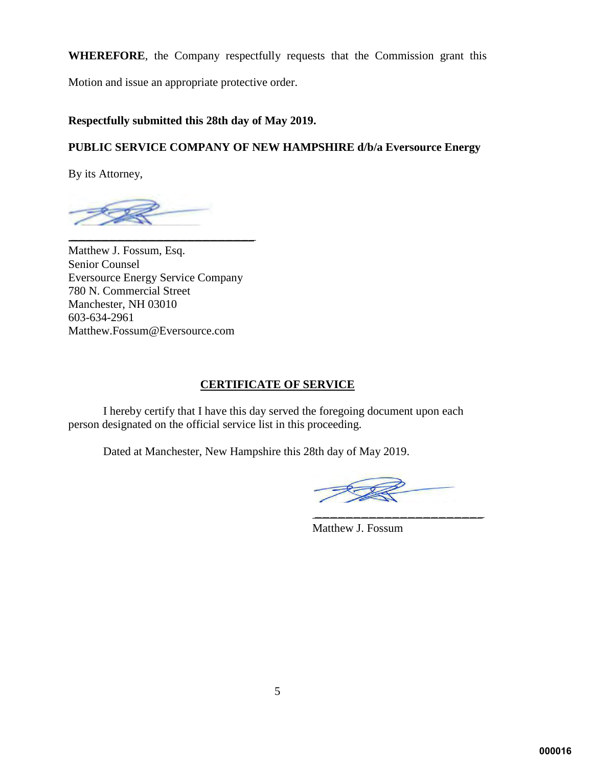**WHEREFORE**, the Company respectfully requests that the Commission grant this Motion and issue an appropriate protective order.

**Respectfully submitted this 28th day of May 2019.**

**PUBLIC SERVICE COMPANY OF NEW HAMPSHIRE d/b/a Eversource Energy**

By its Attorney,

\_\_\_\_\_\_\_\_\_\_\_\_\_\_\_\_\_\_\_\_\_\_\_\_\_\_\_\_\_\_\_\_

Matthew J. Fossum, Esq.
Senior Counsel
Eversource Energy Service Company
780 N. Commercial Street
Manchester, NH 03010
603-634-2961
Matthew.Fossum@Eversource.com

## CERTIFICATE OF SERVICE

I hereby certify that I have this day served the foregoing document upon each person designated on the official service list in this proceeding.

Dated at Manchester, New Hampshire this 28th day of May 2019.

\_\_\_\_\_\_\_\_\_\_\_\_\_\_\_\_\_\_\_\_\_\_\_\_\_\_\_\_

Matthew J. Fossum

000016